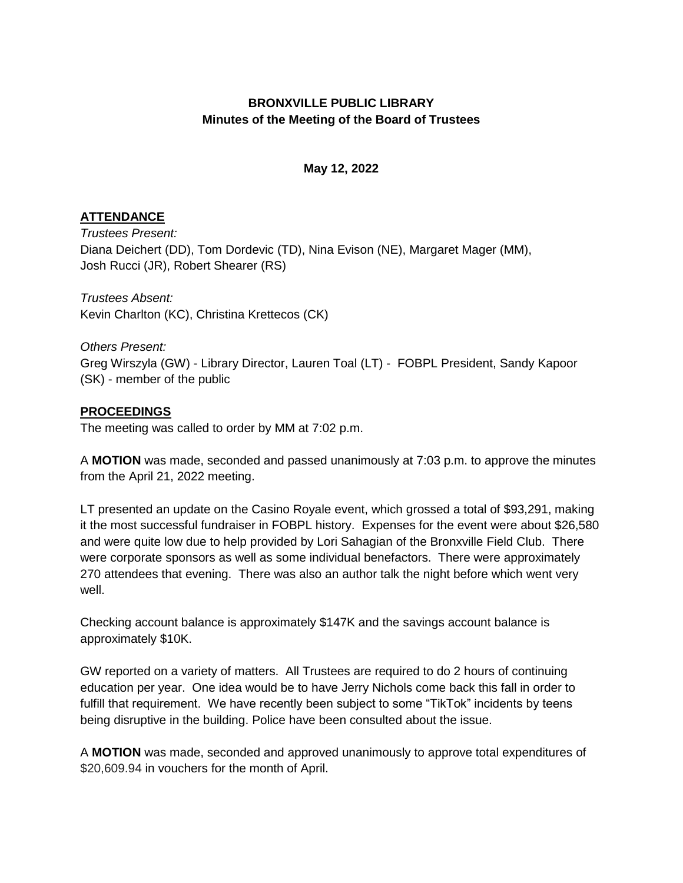**BRONXVILLE PUBLIC LIBRARY**
**Minutes of the Meeting of the Board of Trustees**

**May 12, 2022**

## ATTENDANCE

*Trustees Present:*
Diana Deichert (DD), Tom Dordevic (TD), Nina Evison (NE), Margaret Mager (MM), Josh Rucci (JR), Robert Shearer (RS)

*Trustees Absent:*
Kevin Charlton (KC), Christina Krettecos (CK)

*Others Present:*
Greg Wirszyla (GW) - Library Director, Lauren Toal (LT) - FOBPL President, Sandy Kapoor (SK) - member of the public

## PROCEEDINGS

The meeting was called to order by MM at 7:02 p.m.

A **MOTION** was made, seconded and passed unanimously at 7:03 p.m. to approve the minutes from the April 21, 2022 meeting.

LT presented an update on the Casino Royale event, which grossed a total of $93,291, making it the most successful fundraiser in FOBPL history. Expenses for the event were about $26,580 and were quite low due to help provided by Lori Sahagian of the Bronxville Field Club. There were corporate sponsors as well as some individual benefactors. There were approximately 270 attendees that evening. There was also an author talk the night before which went very well.

Checking account balance is approximately $147K and the savings account balance is approximately $10K.

GW reported on a variety of matters. All Trustees are required to do 2 hours of continuing education per year. One idea would be to have Jerry Nichols come back this fall in order to fulfill that requirement. We have recently been subject to some "TikTok" incidents by teens being disruptive in the building. Police have been consulted about the issue.

A **MOTION** was made, seconded and approved unanimously to approve total expenditures of $20,609.94 in vouchers for the month of April.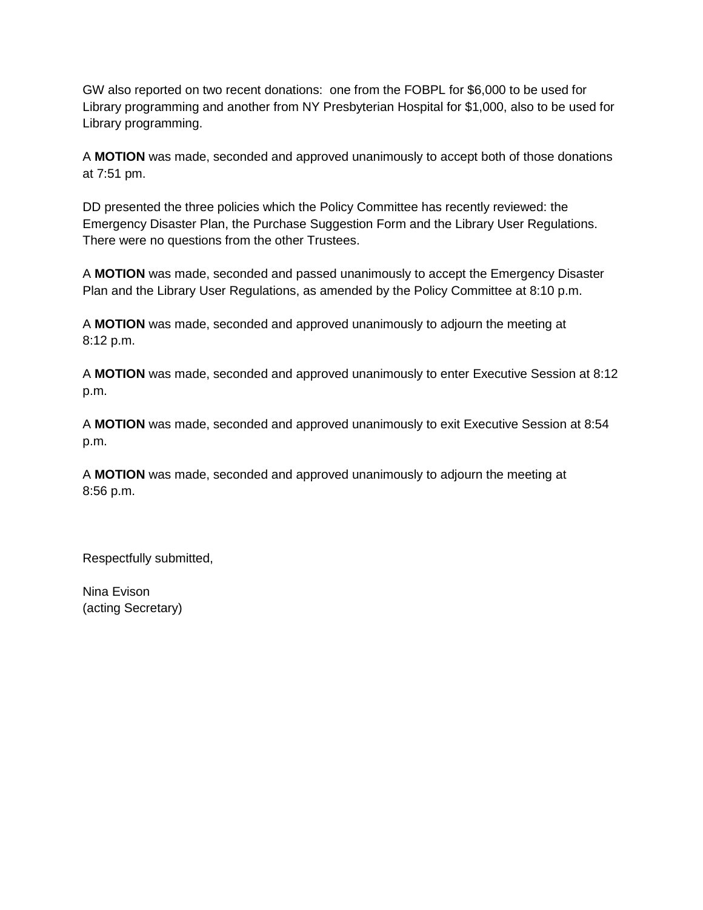GW also reported on two recent donations: one from the FOBPL for $6,000 to be used for Library programming and another from NY Presbyterian Hospital for $1,000, also to be used for Library programming.

A **MOTION** was made, seconded and approved unanimously to accept both of those donations at 7:51 pm.

DD presented the three policies which the Policy Committee has recently reviewed: the Emergency Disaster Plan, the Purchase Suggestion Form and the Library User Regulations. There were no questions from the other Trustees.

A **MOTION** was made, seconded and passed unanimously to accept the Emergency Disaster Plan and the Library User Regulations, as amended by the Policy Committee at 8:10 p.m.

A **MOTION** was made, seconded and approved unanimously to adjourn the meeting at 8:12 p.m.

A **MOTION** was made, seconded and approved unanimously to enter Executive Session at 8:12 p.m.

A **MOTION** was made, seconded and approved unanimously to exit Executive Session at 8:54 p.m.

A **MOTION** was made, seconded and approved unanimously to adjourn the meeting at 8:56 p.m.

Respectfully submitted,

Nina Evison
(acting Secretary)